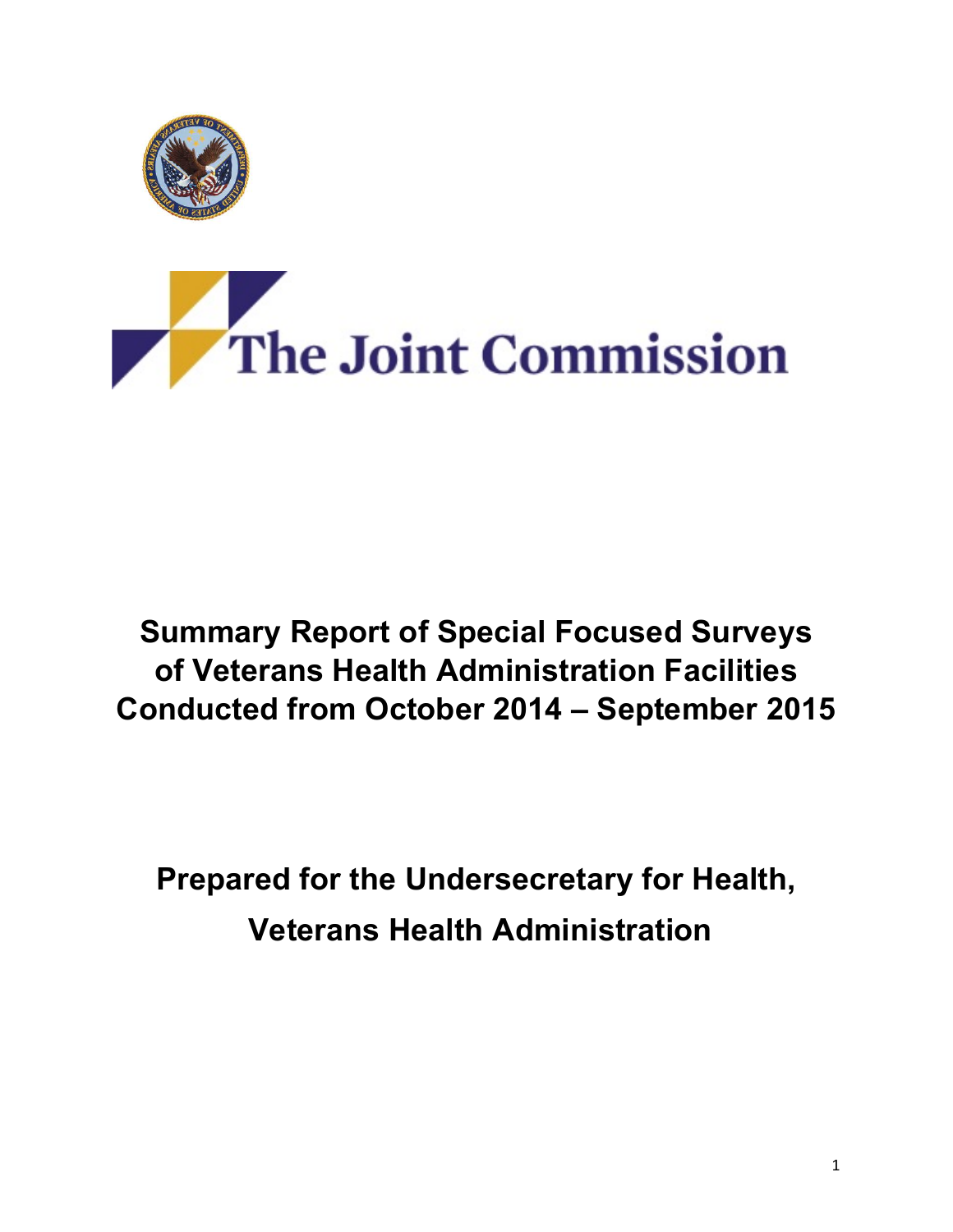The Joint Commission

# Summary Report of Special Focused Surveys of Veterans Health Administration Facilities Conducted from October 2014 – September 2015

## Prepared for the Undersecretary for Health, Veterans Health Administration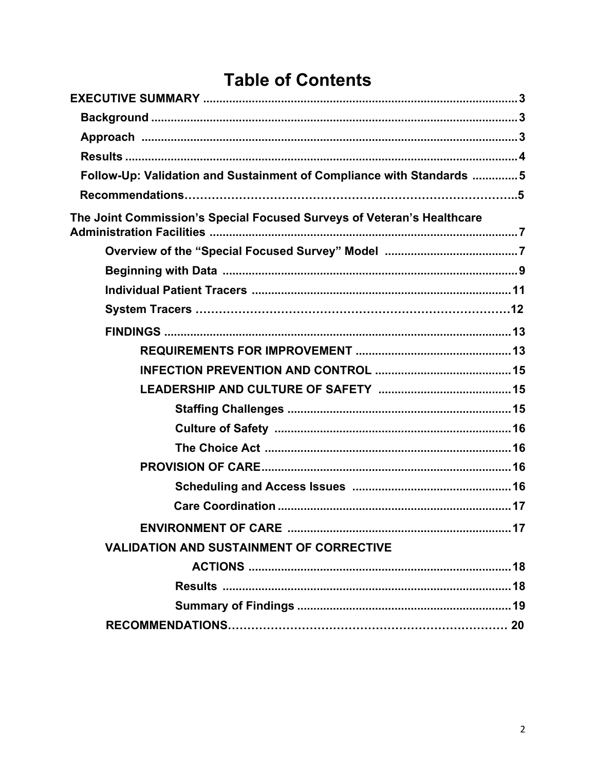# Table of Contents

**EXECUTIVE SUMMARY** ........................................................................................ 3

- **Background** ........................................................................................ 3
- **Approach** ........................................................................................ 3
- **Results** ........................................................................................ 4
- **Follow-Up: Validation and Sustainment of Compliance with Standards** .............. 5
- **Recommendations**…………………………………………………………………..5

**The Joint Commission's Special Focused Surveys of Veteran's Healthcare Administration Facilities** ........................................................................................ 7

- **Overview of the "Special Focused Survey" Model** ........................................ 7
- **Beginning with Data** ........................................................................................ 9
- **Individual Patient Tracers** ................................................................................ 11
- **System Tracers** ………………………………………………………………12
- **FINDINGS** ........................................................................................ 13
  - **REQUIREMENTS FOR IMPROVEMENT** ................................................ 13
  - **INFECTION PREVENTION AND CONTROL** .......................................... 15
  - **LEADERSHIP AND CULTURE OF SAFETY** ......................................... 15
    - **Staffing Challenges** .................................................................... 15
    - **Culture of Safety** ........................................................................ 16
    - **The Choice Act** ........................................................................... 16
  - **PROVISION OF CARE** ........................................................................... 16
    - **Scheduling and Access Issues** ................................................ 16
    - **Care Coordination** ...................................................................... 17
  - **ENVIRONMENT OF CARE** .................................................................... 17
- **VALIDATION AND SUSTAINMENT OF CORRECTIVE ACTIONS** ................................................................................ 18
  - **Results** ........................................................................................ 18
  - **Summary of Findings** ................................................................... 19
- **RECOMMENDATIONS**………………………………………………………… 20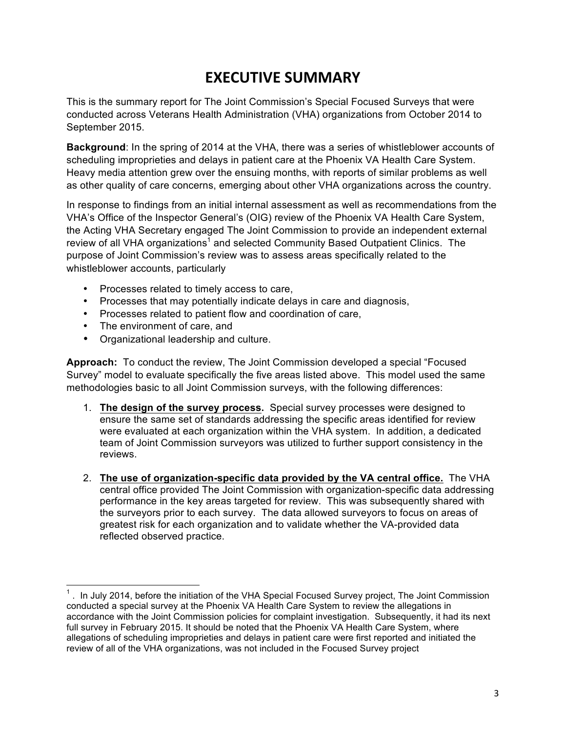# EXECUTIVE SUMMARY

This is the summary report for The Joint Commission's Special Focused Surveys that were conducted across Veterans Health Administration (VHA) organizations from October 2014 to September 2015.

**Background**: In the spring of 2014 at the VHA, there was a series of whistleblower accounts of scheduling improprieties and delays in patient care at the Phoenix VA Health Care System. Heavy media attention grew over the ensuing months, with reports of similar problems as well as other quality of care concerns, emerging about other VHA organizations across the country.

In response to findings from an initial internal assessment as well as recommendations from the VHA's Office of the Inspector General's (OIG) review of the Phoenix VA Health Care System, the Acting VHA Secretary engaged The Joint Commission to provide an independent external review of all VHA organizations[1] and selected Community Based Outpatient Clinics. The purpose of Joint Commission's review was to assess areas specifically related to the whistleblower accounts, particularly

- Processes related to timely access to care,
- Processes that may potentially indicate delays in care and diagnosis,
- Processes related to patient flow and coordination of care,
- The environment of care, and
- Organizational leadership and culture.

**Approach:** To conduct the review, The Joint Commission developed a special "Focused Survey" model to evaluate specifically the five areas listed above. This model used the same methodologies basic to all Joint Commission surveys, with the following differences:

1. **The design of the survey process.** Special survey processes were designed to ensure the same set of standards addressing the specific areas identified for review were evaluated at each organization within the VHA system. In addition, a dedicated team of Joint Commission surveyors was utilized to further support consistency in the reviews.

2. **The use of organization-specific data provided by the VA central office.** The VHA central office provided The Joint Commission with organization-specific data addressing performance in the key areas targeted for review. This was subsequently shared with the surveyors prior to each survey. The data allowed surveyors to focus on areas of greatest risk for each organization and to validate whether the VA-provided data reflected observed practice.

---

[1] . In July 2014, before the initiation of the VHA Special Focused Survey project, The Joint Commission conducted a special survey at the Phoenix VA Health Care System to review the allegations in accordance with the Joint Commission policies for complaint investigation. Subsequently, it had its next full survey in February 2015. It should be noted that the Phoenix VA Health Care System, where allegations of scheduling improprieties and delays in patient care were first reported and initiated the review of all of the VHA organizations, was not included in the Focused Survey project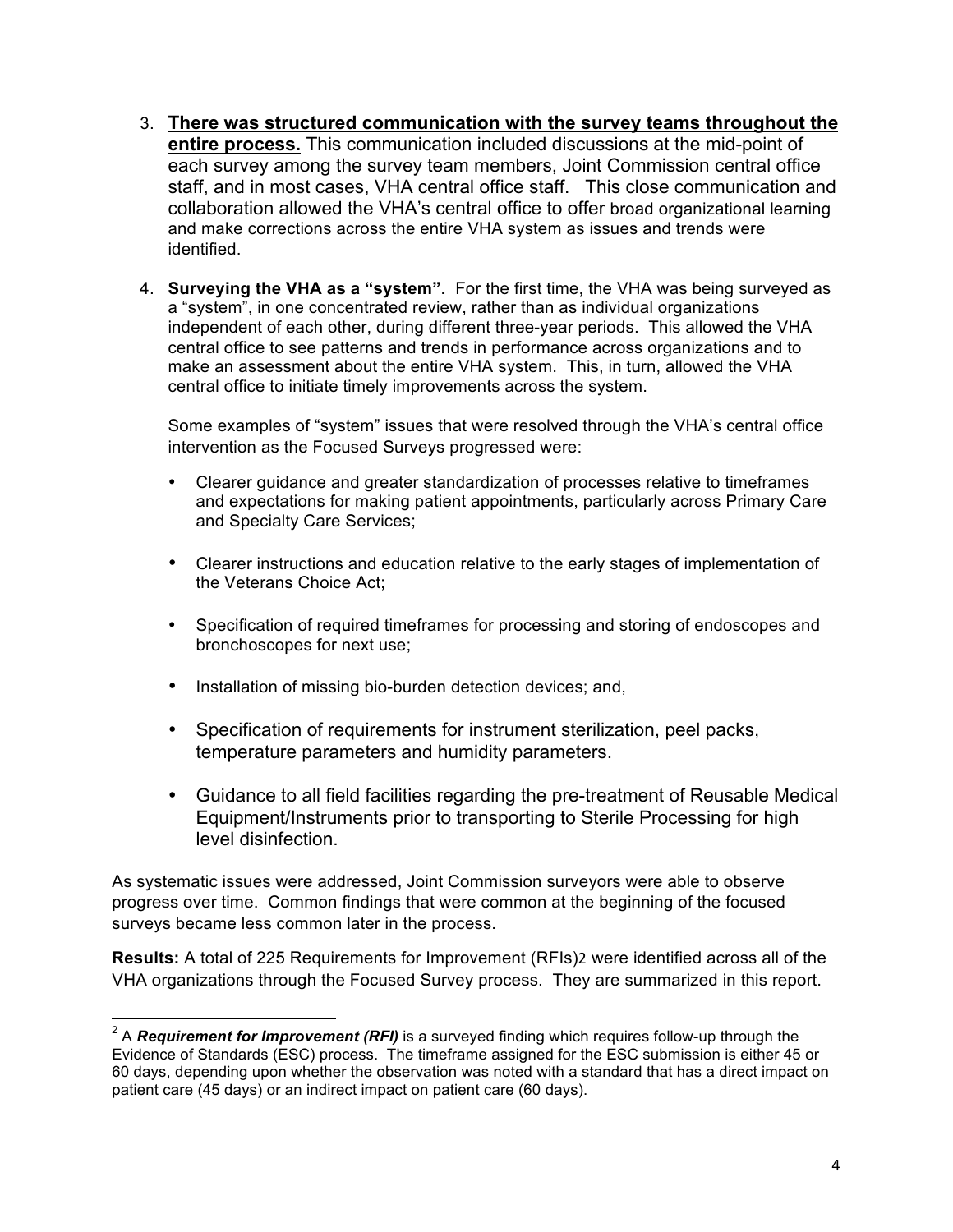3. **<u>There was structured communication with the survey teams throughout the entire process.</u>** This communication included discussions at the mid-point of each survey among the survey team members, Joint Commission central office staff, and in most cases, VHA central office staff. This close communication and collaboration allowed the VHA's central office to offer broad organizational learning and make corrections across the entire VHA system as issues and trends were identified.

4. **<u>Surveying the VHA as a "system".</u>** For the first time, the VHA was being surveyed as a "system", in one concentrated review, rather than as individual organizations independent of each other, during different three-year periods. This allowed the VHA central office to see patterns and trends in performance across organizations and to make an assessment about the entire VHA system. This, in turn, allowed the VHA central office to initiate timely improvements across the system.

   Some examples of "system" issues that were resolved through the VHA's central office intervention as the Focused Surveys progressed were:

   - Clearer guidance and greater standardization of processes relative to timeframes and expectations for making patient appointments, particularly across Primary Care and Specialty Care Services;
   - Clearer instructions and education relative to the early stages of implementation of the Veterans Choice Act;
   - Specification of required timeframes for processing and storing of endoscopes and bronchoscopes for next use;
   - Installation of missing bio-burden detection devices; and,
   - Specification of requirements for instrument sterilization, peel packs, temperature parameters and humidity parameters.
   - Guidance to all field facilities regarding the pre-treatment of Reusable Medical Equipment/Instruments prior to transporting to Sterile Processing for high level disinfection.

As systematic issues were addressed, Joint Commission surveyors were able to observe progress over time. Common findings that were common at the beginning of the focused surveys became less common later in the process.

**Results:** A total of 225 Requirements for Improvement (RFIs)[2] were identified across all of the VHA organizations through the Focused Survey process. They are summarized in this report.

---

[2] A ***Requirement for Improvement (RFI)*** is a surveyed finding which requires follow-up through the Evidence of Standards (ESC) process. The timeframe assigned for the ESC submission is either 45 or 60 days, depending upon whether the observation was noted with a standard that has a direct impact on patient care (45 days) or an indirect impact on patient care (60 days).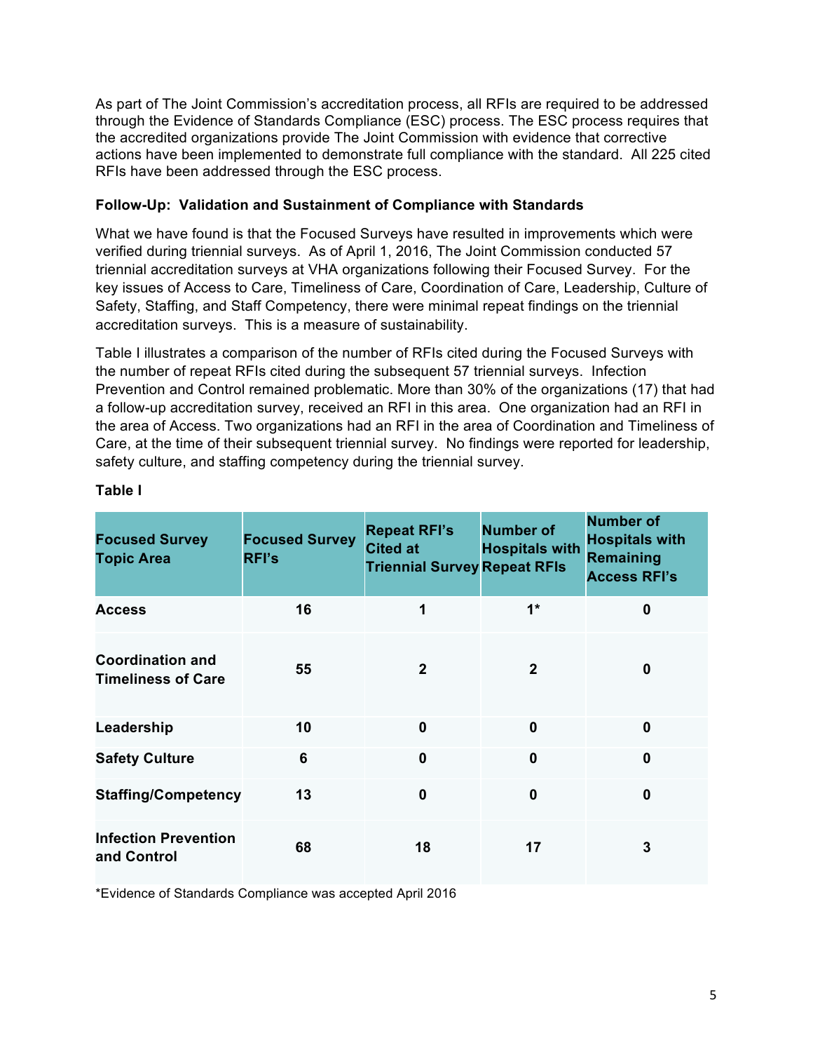As part of The Joint Commission's accreditation process, all RFIs are required to be addressed through the Evidence of Standards Compliance (ESC) process. The ESC process requires that the accredited organizations provide The Joint Commission with evidence that corrective actions have been implemented to demonstrate full compliance with the standard. All 225 cited RFIs have been addressed through the ESC process.

**Follow-Up: Validation and Sustainment of Compliance with Standards**

What we have found is that the Focused Surveys have resulted in improvements which were verified during triennial surveys. As of April 1, 2016, The Joint Commission conducted 57 triennial accreditation surveys at VHA organizations following their Focused Survey. For the key issues of Access to Care, Timeliness of Care, Coordination of Care, Leadership, Culture of Safety, Staffing, and Staff Competency, there were minimal repeat findings on the triennial accreditation surveys. This is a measure of sustainability.

Table I illustrates a comparison of the number of RFIs cited during the Focused Surveys with the number of repeat RFIs cited during the subsequent 57 triennial surveys. Infection Prevention and Control remained problematic. More than 30% of the organizations (17) that had a follow-up accreditation survey, received an RFI in this area. One organization had an RFI in the area of Access. Two organizations had an RFI in the area of Coordination and Timeliness of Care, at the time of their subsequent triennial survey. No findings were reported for leadership, safety culture, and staffing competency during the triennial survey.

**Table I**

| Focused Survey Topic Area | Focused Survey RFI's | Repeat RFI's Cited at Triennial Survey | Number of Hospitals with Repeat RFIs | Number of Hospitals with Remaining Access RFI's |
|---|---|---|---|---|
| **Access** | **16** | **1** | **1*** | **0** |
| **Coordination and Timeliness of Care** | **55** | **2** | **2** | **0** |
| **Leadership** | **10** | **0** | **0** | **0** |
| **Safety Culture** | **6** | **0** | **0** | **0** |
| **Staffing/Competency** | **13** | **0** | **0** | **0** |
| **Infection Prevention and Control** | **68** | **18** | **17** | **3** |

*Evidence of Standards Compliance was accepted April 2016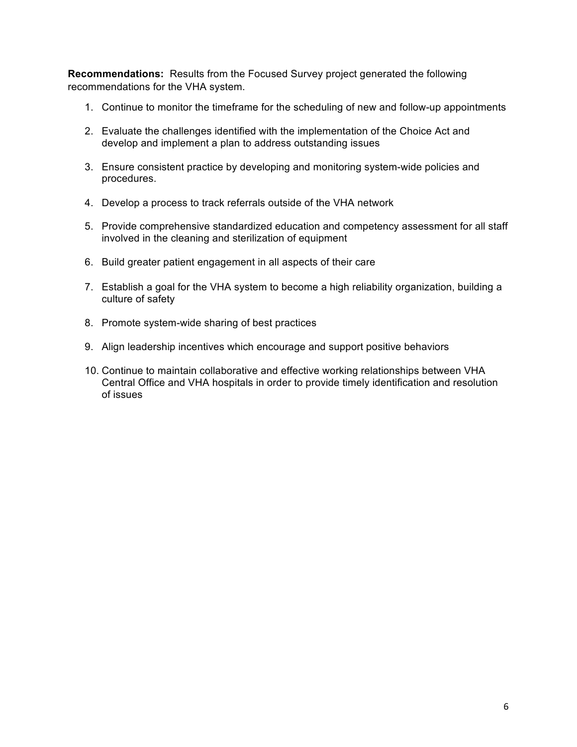**Recommendations:** Results from the Focused Survey project generated the following recommendations for the VHA system.

1. Continue to monitor the timeframe for the scheduling of new and follow-up appointments
2. Evaluate the challenges identified with the implementation of the Choice Act and develop and implement a plan to address outstanding issues
3. Ensure consistent practice by developing and monitoring system-wide policies and procedures.
4. Develop a process to track referrals outside of the VHA network
5. Provide comprehensive standardized education and competency assessment for all staff involved in the cleaning and sterilization of equipment
6. Build greater patient engagement in all aspects of their care
7. Establish a goal for the VHA system to become a high reliability organization, building a culture of safety
8. Promote system-wide sharing of best practices
9. Align leadership incentives which encourage and support positive behaviors
10. Continue to maintain collaborative and effective working relationships between VHA Central Office and VHA hospitals in order to provide timely identification and resolution of issues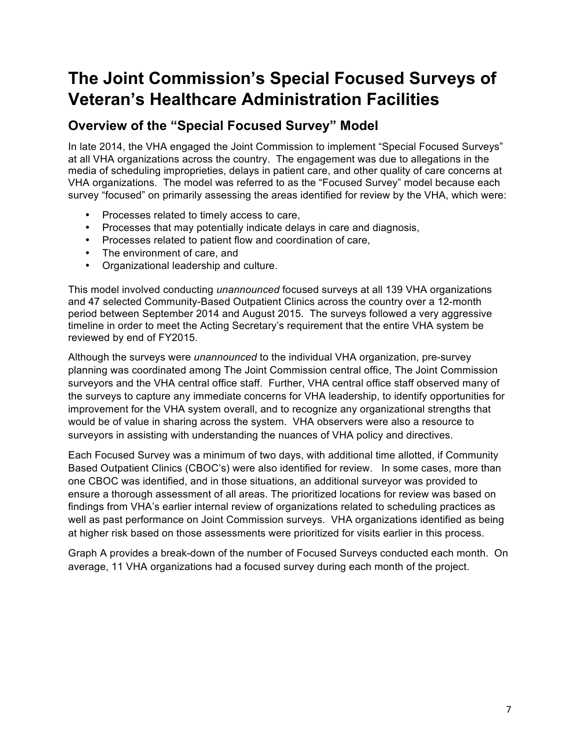# The Joint Commission's Special Focused Surveys of Veteran's Healthcare Administration Facilities

## Overview of the "Special Focused Survey" Model

In late 2014, the VHA engaged the Joint Commission to implement "Special Focused Surveys" at all VHA organizations across the country. The engagement was due to allegations in the media of scheduling improprieties, delays in patient care, and other quality of care concerns at VHA organizations. The model was referred to as the "Focused Survey" model because each survey "focused" on primarily assessing the areas identified for review by the VHA, which were:

- Processes related to timely access to care,
- Processes that may potentially indicate delays in care and diagnosis,
- Processes related to patient flow and coordination of care,
- The environment of care, and
- Organizational leadership and culture.

This model involved conducting *unannounced* focused surveys at all 139 VHA organizations and 47 selected Community-Based Outpatient Clinics across the country over a 12-month period between September 2014 and August 2015. The surveys followed a very aggressive timeline in order to meet the Acting Secretary's requirement that the entire VHA system be reviewed by end of FY2015.

Although the surveys were *unannounced* to the individual VHA organization, pre-survey planning was coordinated among The Joint Commission central office, The Joint Commission surveyors and the VHA central office staff. Further, VHA central office staff observed many of the surveys to capture any immediate concerns for VHA leadership, to identify opportunities for improvement for the VHA system overall, and to recognize any organizational strengths that would be of value in sharing across the system. VHA observers were also a resource to surveyors in assisting with understanding the nuances of VHA policy and directives.

Each Focused Survey was a minimum of two days, with additional time allotted, if Community Based Outpatient Clinics (CBOC's) were also identified for review. In some cases, more than one CBOC was identified, and in those situations, an additional surveyor was provided to ensure a thorough assessment of all areas. The prioritized locations for review was based on findings from VHA's earlier internal review of organizations related to scheduling practices as well as past performance on Joint Commission surveys. VHA organizations identified as being at higher risk based on those assessments were prioritized for visits earlier in this process.

Graph A provides a break-down of the number of Focused Surveys conducted each month. On average, 11 VHA organizations had a focused survey during each month of the project.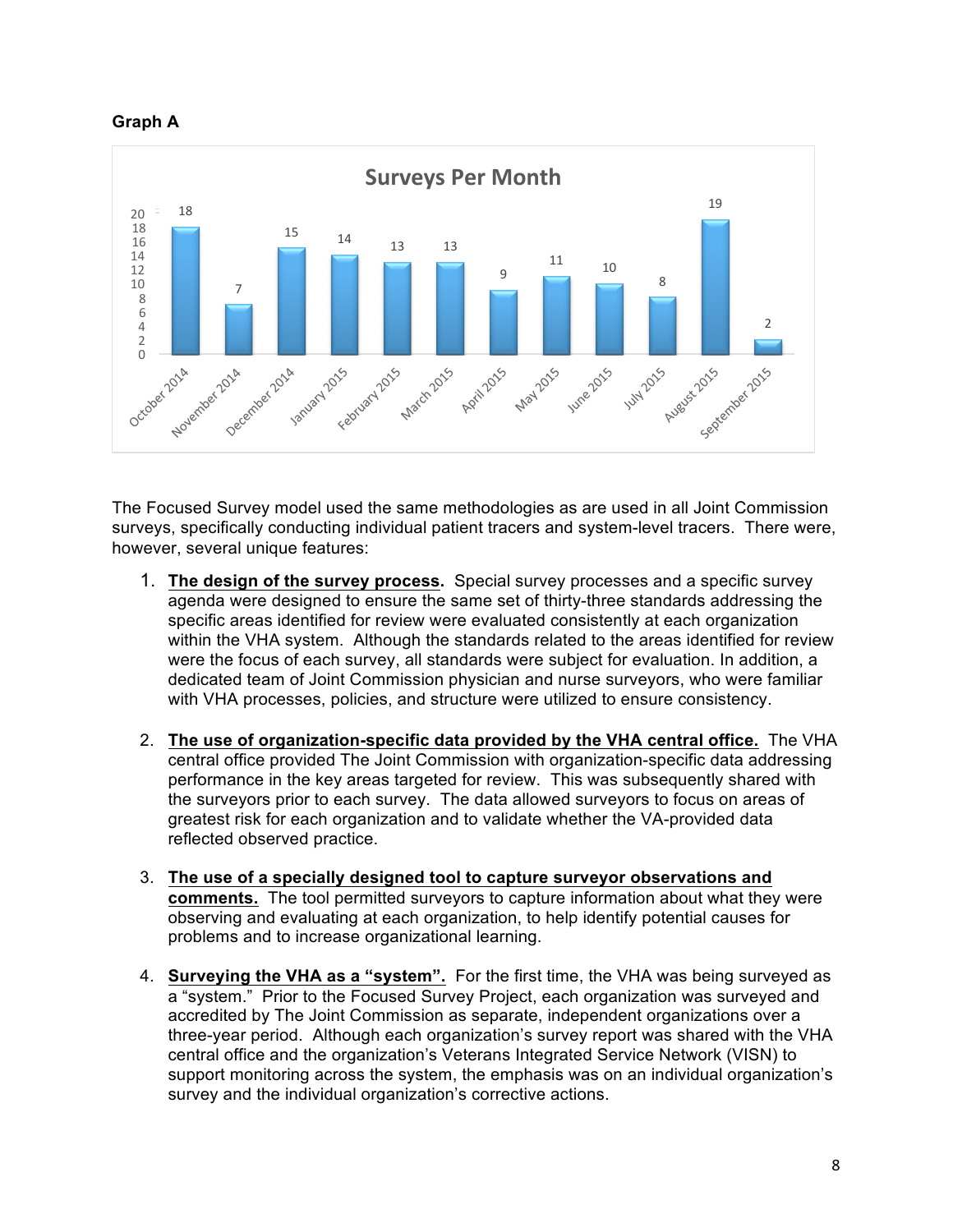**Graph A**

**Surveys Per Month**

| Month | Surveys |
|---|---|
| October 2014 | 18 |
| November 2014 | 7 |
| December 2014 | 15 |
| January 2015 | 14 |
| February 2015 | 13 |
| March 2015 | 13 |
| April 2015 | 9 |
| May 2015 | 11 |
| June 2015 | 10 |
| July 2015 | 8 |
| August 2015 | 19 |
| September 2015 | 2 |

The Focused Survey model used the same methodologies as are used in all Joint Commission surveys, specifically conducting individual patient tracers and system-level tracers. There were, however, several unique features:

1. **The design of the survey process.** Special survey processes and a specific survey agenda were designed to ensure the same set of thirty-three standards addressing the specific areas identified for review were evaluated consistently at each organization within the VHA system. Although the standards related to the areas identified for review were the focus of each survey, all standards were subject for evaluation. In addition, a dedicated team of Joint Commission physician and nurse surveyors, who were familiar with VHA processes, policies, and structure were utilized to ensure consistency.

2. **The use of organization-specific data provided by the VHA central office.** The VHA central office provided The Joint Commission with organization-specific data addressing performance in the key areas targeted for review. This was subsequently shared with the surveyors prior to each survey. The data allowed surveyors to focus on areas of greatest risk for each organization and to validate whether the VA-provided data reflected observed practice.

3. **The use of a specially designed tool to capture surveyor observations and comments.** The tool permitted surveyors to capture information about what they were observing and evaluating at each organization, to help identify potential causes for problems and to increase organizational learning.

4. **Surveying the VHA as a "system".** For the first time, the VHA was being surveyed as a "system." Prior to the Focused Survey Project, each organization was surveyed and accredited by The Joint Commission as separate, independent organizations over a three-year period. Although each organization's survey report was shared with the VHA central office and the organization's Veterans Integrated Service Network (VISN) to support monitoring across the system, the emphasis was on an individual organization's survey and the individual organization's corrective actions.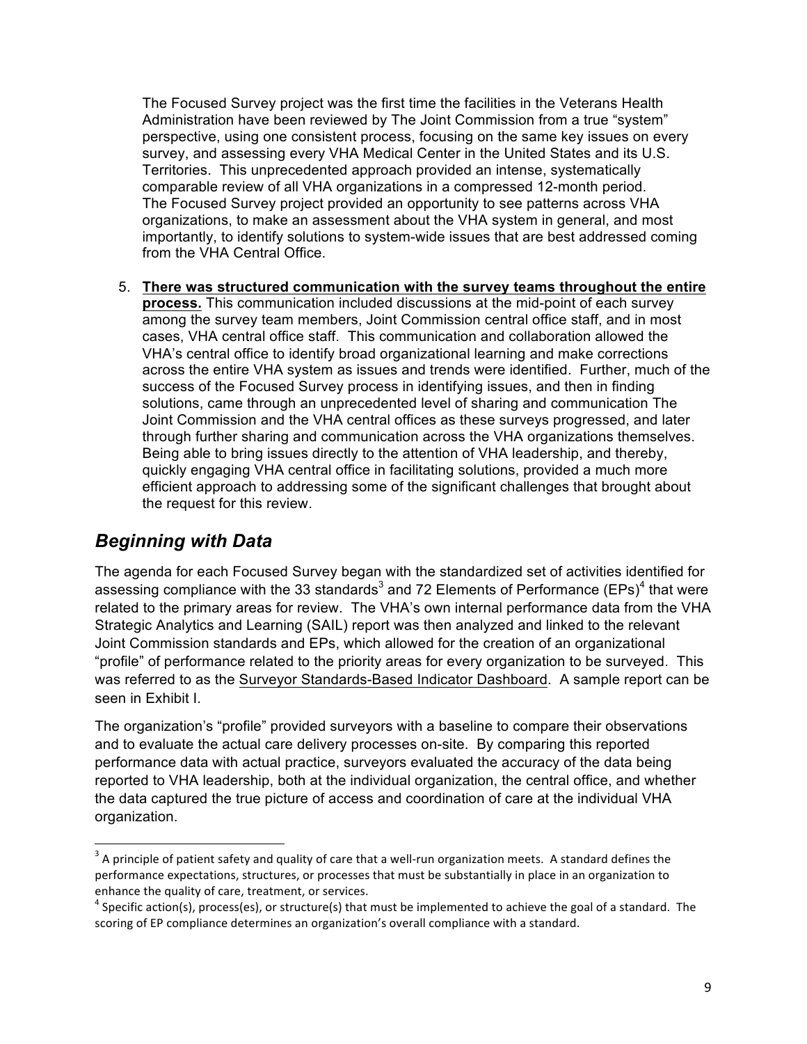The Focused Survey project was the first time the facilities in the Veterans Health Administration have been reviewed by The Joint Commission from a true "system" perspective, using one consistent process, focusing on the same key issues on every survey, and assessing every VHA Medical Center in the United States and its U.S. Territories. This unprecedented approach provided an intense, systematically comparable review of all VHA organizations in a compressed 12-month period. The Focused Survey project provided an opportunity to see patterns across VHA organizations, to make an assessment about the VHA system in general, and most importantly, to identify solutions to system-wide issues that are best addressed coming from the VHA Central Office.

5. **There was structured communication with the survey teams throughout the entire process.** This communication included discussions at the mid-point of each survey among the survey team members, Joint Commission central office staff, and in most cases, VHA central office staff. This communication and collaboration allowed the VHA's central office to identify broad organizational learning and make corrections across the entire VHA system as issues and trends were identified. Further, much of the success of the Focused Survey process in identifying issues, and then in finding solutions, came through an unprecedented level of sharing and communication The Joint Commission and the VHA central offices as these surveys progressed, and later through further sharing and communication across the VHA organizations themselves. Being able to bring issues directly to the attention of VHA leadership, and thereby, quickly engaging VHA central office in facilitating solutions, provided a much more efficient approach to addressing some of the significant challenges that brought about the request for this review.

## *Beginning with Data*

The agenda for each Focused Survey began with the standardized set of activities identified for assessing compliance with the 33 standards[3] and 72 Elements of Performance (EPs)[4] that were related to the primary areas for review. The VHA's own internal performance data from the VHA Strategic Analytics and Learning (SAIL) report was then analyzed and linked to the relevant Joint Commission standards and EPs, which allowed for the creation of an organizational "profile" of performance related to the priority areas for every organization to be surveyed. This was referred to as the Surveyor Standards-Based Indicator Dashboard. A sample report can be seen in Exhibit I.

The organization's "profile" provided surveyors with a baseline to compare their observations and to evaluate the actual care delivery processes on-site. By comparing this reported performance data with actual practice, surveyors evaluated the accuracy of the data being reported to VHA leadership, both at the individual organization, the central office, and whether the data captured the true picture of access and coordination of care at the individual VHA organization.

[3] A principle of patient safety and quality of care that a well-run organization meets. A standard defines the performance expectations, structures, or processes that must be substantially in place in an organization to enhance the quality of care, treatment, or services.

[4] Specific action(s), process(es), or structure(s) that must be implemented to achieve the goal of a standard. The scoring of EP compliance determines an organization's overall compliance with a standard.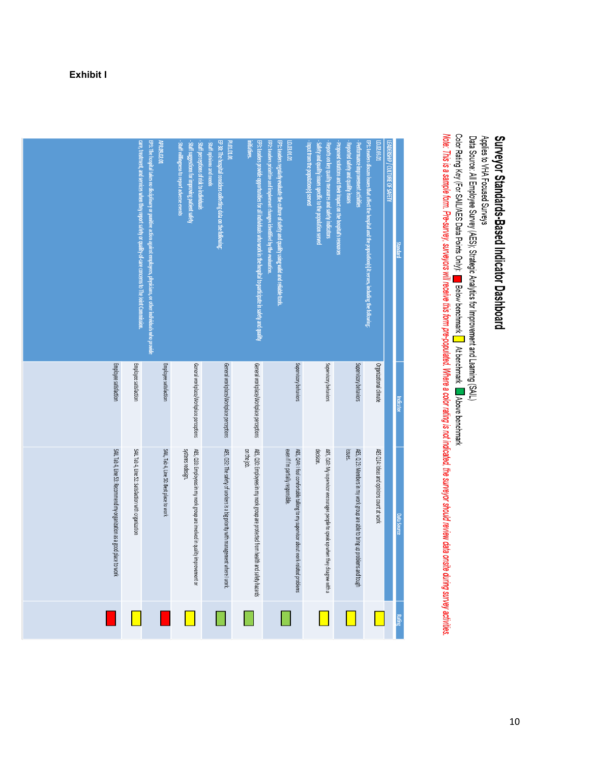**Exhibit I**

# Surveyor Standards-Based Indicator Dashboard

Applies to VHA Focused Surveys

Data Source: All Employee Survey (AES); Strategic Analytics for Improvement and Learning (SAIL)

Color Rating Key (For SAIL/AES Data Points Only): Red = Below benchmark; Yellow = At benchmark; Green = Above benchmark

*Note: This is a sample form. Pre-survey, surveyors will receive this form pre-populated. Where a color rating is not indicated, the surveyor should review data onsite during survey activities.*

| Standard | Indicator | Data Source | Rating |
|---|---|---|---|
| **LEADERSHIP / CULTURE OF SAFETY** | | | |
| LD.02.03.01<br>EP1: Leaders discuss issues that affect the hospital and the population(s) it serves, including the following:<br>- Performance improvement activities<br>- Reported safety and quality issues<br>- Proposed solutions and their impact on the hospital's resources<br>- Reports on key quality measures and safety indicators<br>- Safety and quality issues specific to the population served<br>- Input from the population(s) served | Organizational climate | AES Q14: Ideas and opinions count at work | Yellow |
| | Supervisory behaviors | AES, Q 25: Members in my work group are able to bring up problems and tough issues. | Yellow |
| | Supervisory behaviors | AES, Q43: My supervisor encourages people to speak up when they disagree with a decision. | Yellow |
| LD.03.01.01<br>EP1: Leaders regularly evaluate the culture of safety and quality using valid and reliable tools.<br>EP2: Leaders prioritize and implement changes identified by the evaluation.<br>EP3: Leaders provide opportunities for all individuals who work in the hospital to participate in safety and quality initiatives. | Supervisory behaviors | AES, Q44: I feel comfortable talking to my supervisor about work-related problems even if I'm partially responsible. | Green |
| | General workplace/Workplace perceptions | AES, Q30: Employees in my work group are protected from health and safety hazards on the job. | Green |
| PI.01.01.01<br>EP 30: The hospital considers collecting data on the following:<br>- Staff opinions and needs<br>- Staff perceptions of risk to individuals<br>- Staff suggestions for improving patient safety<br>- Staff willingness to report adverse events | General workplace/Workplace perceptions | AES, Q32: The safety of workers is a big priority with management where I work. | Green |
| | General workplace/Workplace perceptions | AES, Q33: Employees in my work group are involved in quality improvement or systems redesign. | Yellow |
| | Employee satisfaction | SAIL, Tab 4, Line 50: Best place to work | Red |
| APR.09.02.01<br>EP1: The hospital takes no disciplinary or punitive action against employees, physicians, or other individuals who provide care, treatment, and services when they report safety or quality-of-care concerns to The Joint Commission. | Employee satisfaction | SAIL, Tab 4, Line 52: Satisfaction with organization | Yellow |
| | Employee satisfaction | SAIL, Tab 4, Line 53: Recommend my organization as a good place to work | Red |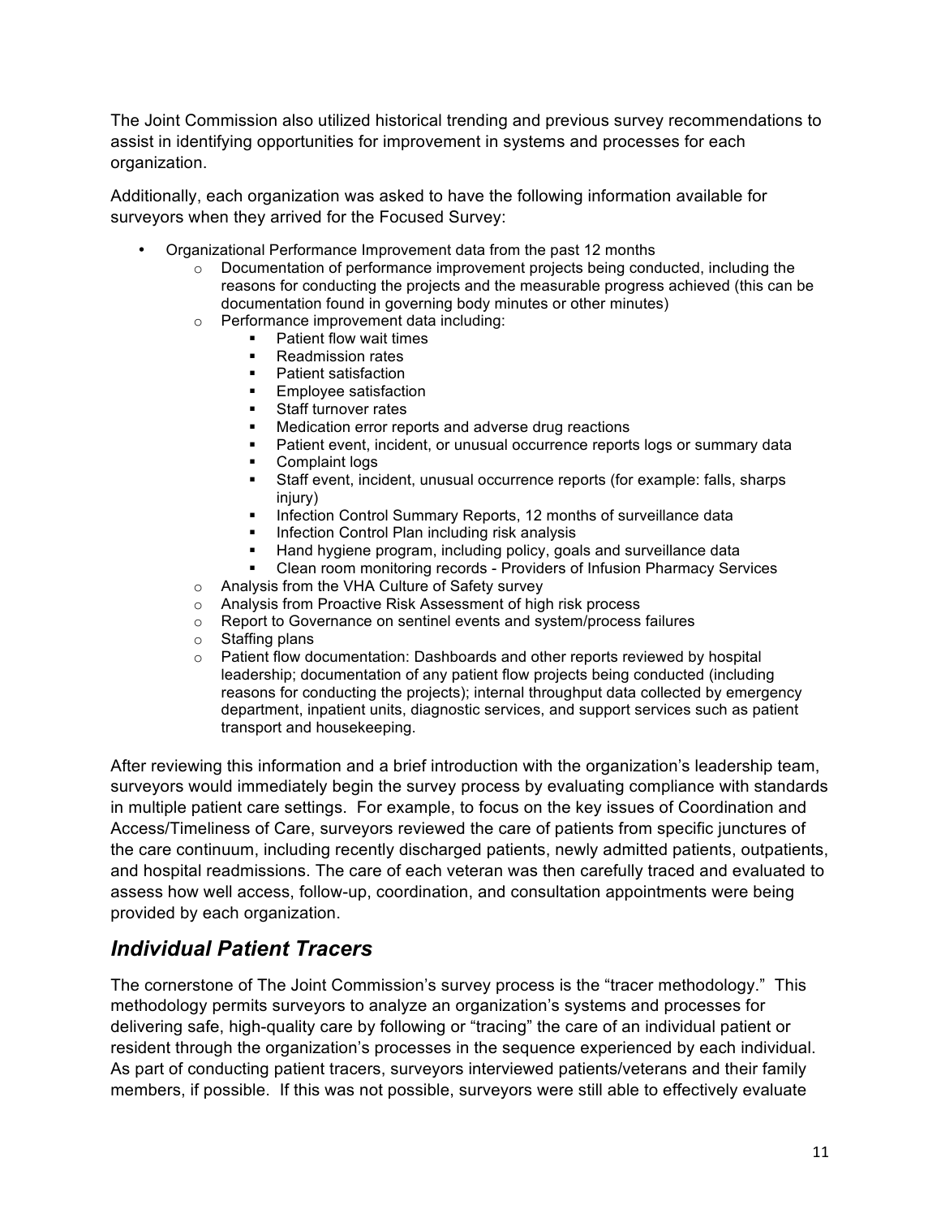The Joint Commission also utilized historical trending and previous survey recommendations to assist in identifying opportunities for improvement in systems and processes for each organization.

Additionally, each organization was asked to have the following information available for surveyors when they arrived for the Focused Survey:

- Organizational Performance Improvement data from the past 12 months
  - Documentation of performance improvement projects being conducted, including the reasons for conducting the projects and the measurable progress achieved (this can be documentation found in governing body minutes or other minutes)
  - Performance improvement data including:
    - Patient flow wait times
    - Readmission rates
    - Patient satisfaction
    - Employee satisfaction
    - Staff turnover rates
    - Medication error reports and adverse drug reactions
    - Patient event, incident, or unusual occurrence reports logs or summary data
    - Complaint logs
    - Staff event, incident, unusual occurrence reports (for example: falls, sharps injury)
    - Infection Control Summary Reports, 12 months of surveillance data
    - Infection Control Plan including risk analysis
    - Hand hygiene program, including policy, goals and surveillance data
    - Clean room monitoring records - Providers of Infusion Pharmacy Services
  - Analysis from the VHA Culture of Safety survey
  - Analysis from Proactive Risk Assessment of high risk process
  - Report to Governance on sentinel events and system/process failures
  - Staffing plans
  - Patient flow documentation: Dashboards and other reports reviewed by hospital leadership; documentation of any patient flow projects being conducted (including reasons for conducting the projects); internal throughput data collected by emergency department, inpatient units, diagnostic services, and support services such as patient transport and housekeeping.

After reviewing this information and a brief introduction with the organization's leadership team, surveyors would immediately begin the survey process by evaluating compliance with standards in multiple patient care settings. For example, to focus on the key issues of Coordination and Access/Timeliness of Care, surveyors reviewed the care of patients from specific junctures of the care continuum, including recently discharged patients, newly admitted patients, outpatients, and hospital readmissions. The care of each veteran was then carefully traced and evaluated to assess how well access, follow-up, coordination, and consultation appointments were being provided by each organization.

## *Individual Patient Tracers*

The cornerstone of The Joint Commission's survey process is the "tracer methodology." This methodology permits surveyors to analyze an organization's systems and processes for delivering safe, high-quality care by following or "tracing" the care of an individual patient or resident through the organization's processes in the sequence experienced by each individual. As part of conducting patient tracers, surveyors interviewed patients/veterans and their family members, if possible. If this was not possible, surveyors were still able to effectively evaluate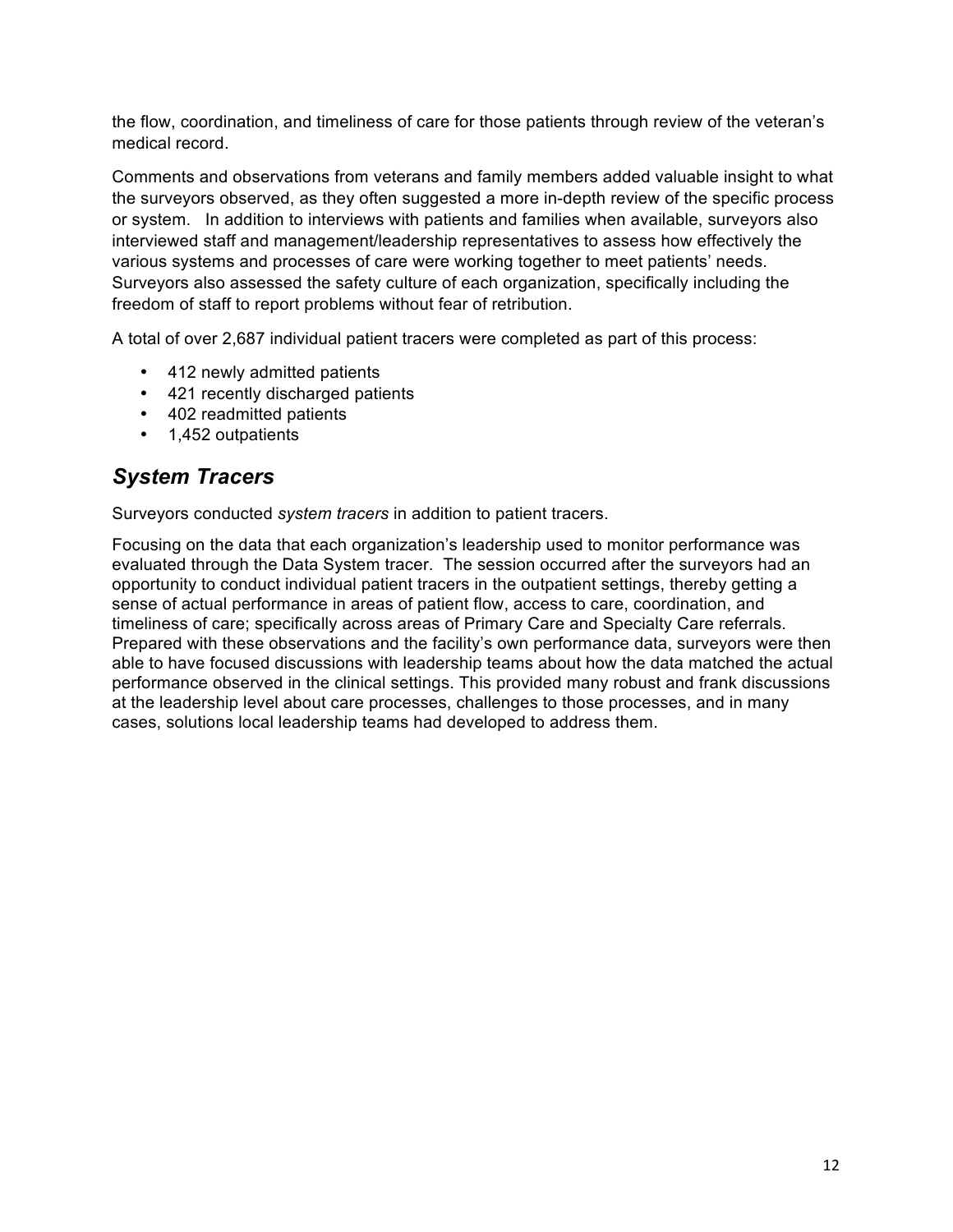the flow, coordination, and timeliness of care for those patients through review of the veteran's medical record.

Comments and observations from veterans and family members added valuable insight to what the surveyors observed, as they often suggested a more in-depth review of the specific process or system. In addition to interviews with patients and families when available, surveyors also interviewed staff and management/leadership representatives to assess how effectively the various systems and processes of care were working together to meet patients' needs. Surveyors also assessed the safety culture of each organization, specifically including the freedom of staff to report problems without fear of retribution.

A total of over 2,687 individual patient tracers were completed as part of this process:

- 412 newly admitted patients
- 421 recently discharged patients
- 402 readmitted patients
- 1,452 outpatients

## *System Tracers*

Surveyors conducted *system tracers* in addition to patient tracers.

Focusing on the data that each organization's leadership used to monitor performance was evaluated through the Data System tracer. The session occurred after the surveyors had an opportunity to conduct individual patient tracers in the outpatient settings, thereby getting a sense of actual performance in areas of patient flow, access to care, coordination, and timeliness of care; specifically across areas of Primary Care and Specialty Care referrals. Prepared with these observations and the facility's own performance data, surveyors were then able to have focused discussions with leadership teams about how the data matched the actual performance observed in the clinical settings. This provided many robust and frank discussions at the leadership level about care processes, challenges to those processes, and in many cases, solutions local leadership teams had developed to address them.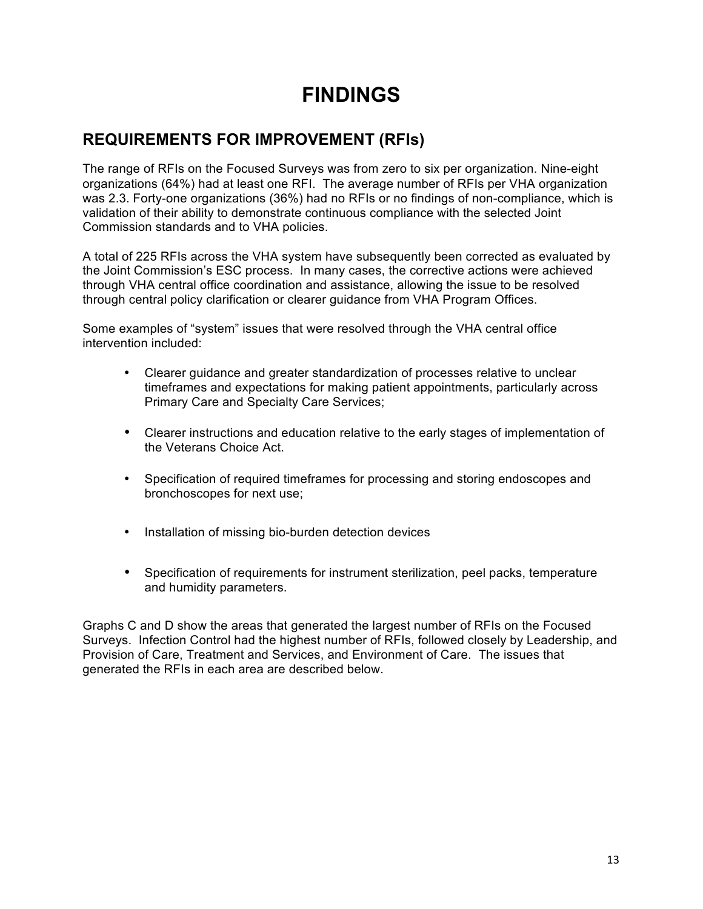# FINDINGS

## REQUIREMENTS FOR IMPROVEMENT (RFIs)

The range of RFIs on the Focused Surveys was from zero to six per organization. Nine-eight organizations (64%) had at least one RFI. The average number of RFIs per VHA organization was 2.3. Forty-one organizations (36%) had no RFIs or no findings of non-compliance, which is validation of their ability to demonstrate continuous compliance with the selected Joint Commission standards and to VHA policies.

A total of 225 RFIs across the VHA system have subsequently been corrected as evaluated by the Joint Commission's ESC process. In many cases, the corrective actions were achieved through VHA central office coordination and assistance, allowing the issue to be resolved through central policy clarification or clearer guidance from VHA Program Offices.

Some examples of "system" issues that were resolved through the VHA central office intervention included:

- Clearer guidance and greater standardization of processes relative to unclear timeframes and expectations for making patient appointments, particularly across Primary Care and Specialty Care Services;
- Clearer instructions and education relative to the early stages of implementation of the Veterans Choice Act.
- Specification of required timeframes for processing and storing endoscopes and bronchoscopes for next use;
- Installation of missing bio-burden detection devices
- Specification of requirements for instrument sterilization, peel packs, temperature and humidity parameters.

Graphs C and D show the areas that generated the largest number of RFIs on the Focused Surveys. Infection Control had the highest number of RFIs, followed closely by Leadership, and Provision of Care, Treatment and Services, and Environment of Care. The issues that generated the RFIs in each area are described below.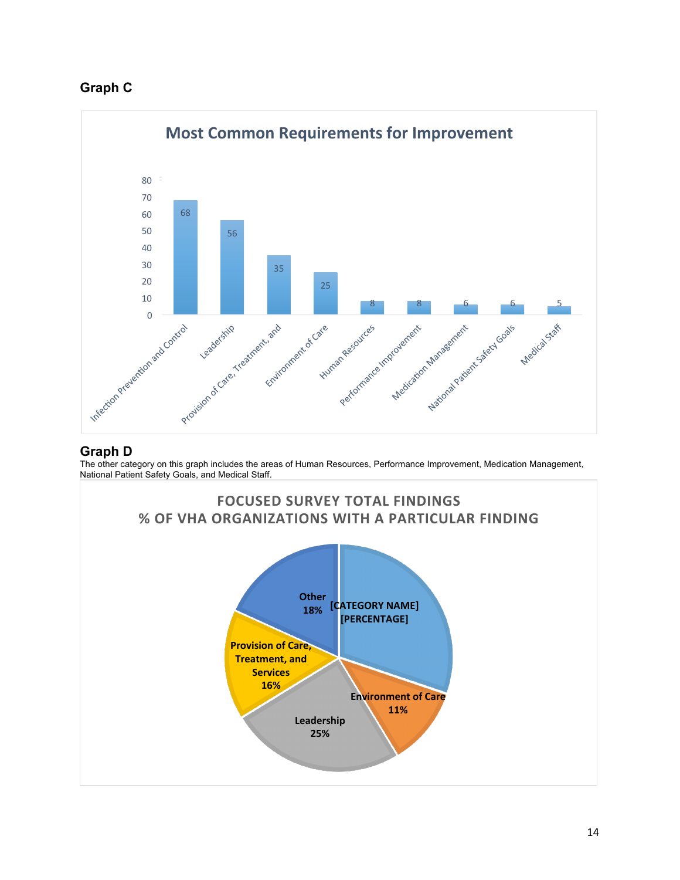## Graph C

**Most Common Requirements for Improvement**

| Category | Count |
|---|---|
| Infection Prevention and Control | 68 |
| Leadership | 56 |
| Provision of Care, Treatment, and | 35 |
| Environment of Care | 25 |
| Human Resources | 8 |
| Performance Improvement | 8 |
| Medication Management | 6 |
| National Patient Safety Goals | 6 |
| Medical Staff | 5 |

## Graph D

The other category on this graph includes the areas of Human Resources, Performance Improvement, Medication Management, National Patient Safety Goals, and Medical Staff.

**FOCUSED SURVEY TOTAL FINDINGS**
**% OF VHA ORGANIZATIONS WITH A PARTICULAR FINDING**

| Category | Percentage |
|---|---|
| [CATEGORY NAME] | [PERCENTAGE] |
| Environment of Care | 11% |
| Leadership | 25% |
| Provision of Care, Treatment, and Services | 16% |
| Other | 18% |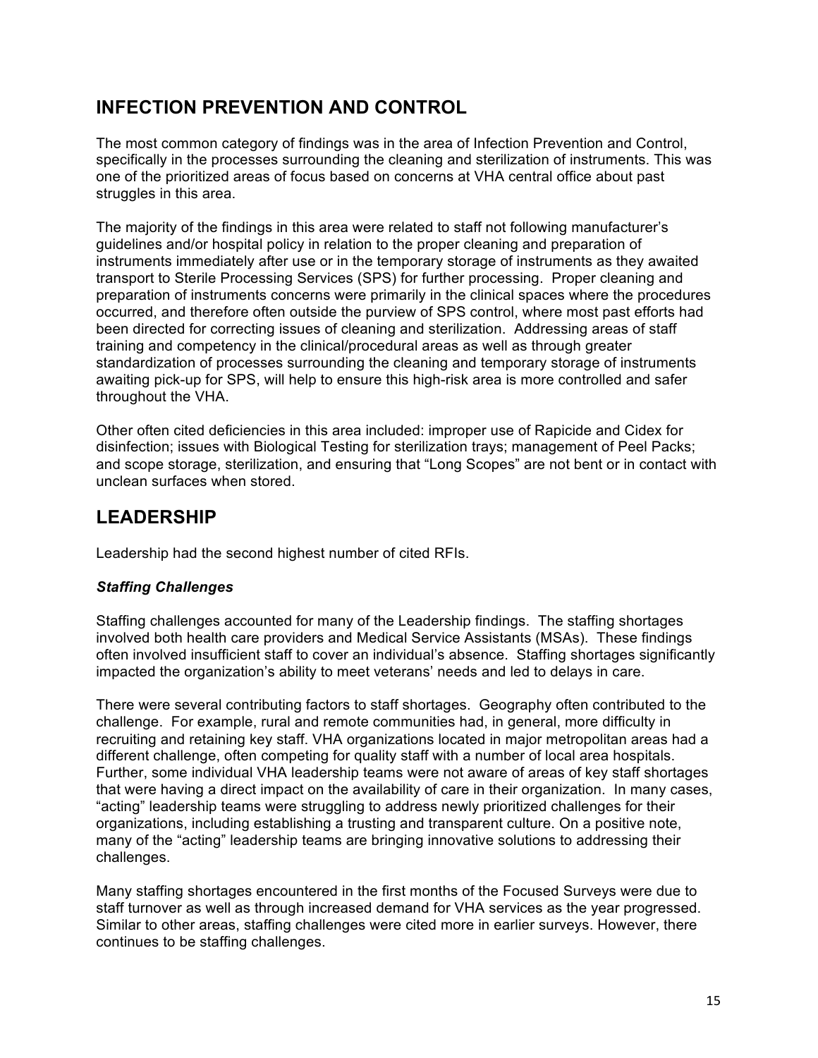## INFECTION PREVENTION AND CONTROL

The most common category of findings was in the area of Infection Prevention and Control, specifically in the processes surrounding the cleaning and sterilization of instruments. This was one of the prioritized areas of focus based on concerns at VHA central office about past struggles in this area.

The majority of the findings in this area were related to staff not following manufacturer's guidelines and/or hospital policy in relation to the proper cleaning and preparation of instruments immediately after use or in the temporary storage of instruments as they awaited transport to Sterile Processing Services (SPS) for further processing. Proper cleaning and preparation of instruments concerns were primarily in the clinical spaces where the procedures occurred, and therefore often outside the purview of SPS control, where most past efforts had been directed for correcting issues of cleaning and sterilization. Addressing areas of staff training and competency in the clinical/procedural areas as well as through greater standardization of processes surrounding the cleaning and temporary storage of instruments awaiting pick-up for SPS, will help to ensure this high-risk area is more controlled and safer throughout the VHA.

Other often cited deficiencies in this area included: improper use of Rapicide and Cidex for disinfection; issues with Biological Testing for sterilization trays; management of Peel Packs; and scope storage, sterilization, and ensuring that "Long Scopes" are not bent or in contact with unclean surfaces when stored.

## LEADERSHIP

Leadership had the second highest number of cited RFIs.

### *Staffing Challenges*

Staffing challenges accounted for many of the Leadership findings. The staffing shortages involved both health care providers and Medical Service Assistants (MSAs). These findings often involved insufficient staff to cover an individual's absence. Staffing shortages significantly impacted the organization's ability to meet veterans' needs and led to delays in care.

There were several contributing factors to staff shortages. Geography often contributed to the challenge. For example, rural and remote communities had, in general, more difficulty in recruiting and retaining key staff. VHA organizations located in major metropolitan areas had a different challenge, often competing for quality staff with a number of local area hospitals. Further, some individual VHA leadership teams were not aware of areas of key staff shortages that were having a direct impact on the availability of care in their organization. In many cases, "acting" leadership teams were struggling to address newly prioritized challenges for their organizations, including establishing a trusting and transparent culture. On a positive note, many of the "acting" leadership teams are bringing innovative solutions to addressing their challenges.

Many staffing shortages encountered in the first months of the Focused Surveys were due to staff turnover as well as through increased demand for VHA services as the year progressed. Similar to other areas, staffing challenges were cited more in earlier surveys. However, there continues to be staffing challenges.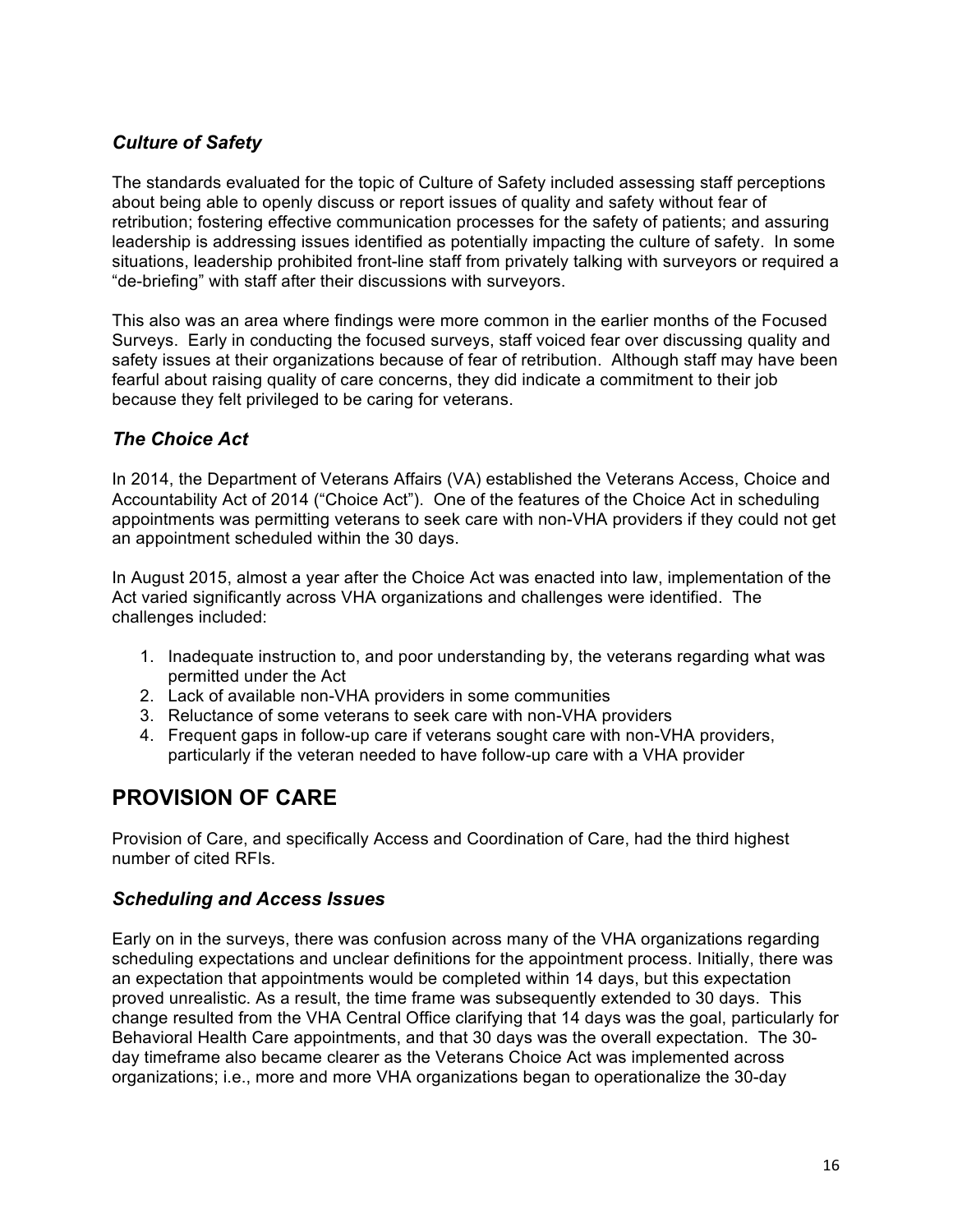### *Culture of Safety*

The standards evaluated for the topic of Culture of Safety included assessing staff perceptions about being able to openly discuss or report issues of quality and safety without fear of retribution; fostering effective communication processes for the safety of patients; and assuring leadership is addressing issues identified as potentially impacting the culture of safety. In some situations, leadership prohibited front-line staff from privately talking with surveyors or required a "de-briefing" with staff after their discussions with surveyors.

This also was an area where findings were more common in the earlier months of the Focused Surveys. Early in conducting the focused surveys, staff voiced fear over discussing quality and safety issues at their organizations because of fear of retribution. Although staff may have been fearful about raising quality of care concerns, they did indicate a commitment to their job because they felt privileged to be caring for veterans.

### *The Choice Act*

In 2014, the Department of Veterans Affairs (VA) established the Veterans Access, Choice and Accountability Act of 2014 ("Choice Act"). One of the features of the Choice Act in scheduling appointments was permitting veterans to seek care with non-VHA providers if they could not get an appointment scheduled within the 30 days.

In August 2015, almost a year after the Choice Act was enacted into law, implementation of the Act varied significantly across VHA organizations and challenges were identified. The challenges included:

1. Inadequate instruction to, and poor understanding by, the veterans regarding what was permitted under the Act
2. Lack of available non-VHA providers in some communities
3. Reluctance of some veterans to seek care with non-VHA providers
4. Frequent gaps in follow-up care if veterans sought care with non-VHA providers, particularly if the veteran needed to have follow-up care with a VHA provider

## PROVISION OF CARE

Provision of Care, and specifically Access and Coordination of Care, had the third highest number of cited RFIs.

### *Scheduling and Access Issues*

Early on in the surveys, there was confusion across many of the VHA organizations regarding scheduling expectations and unclear definitions for the appointment process. Initially, there was an expectation that appointments would be completed within 14 days, but this expectation proved unrealistic. As a result, the time frame was subsequently extended to 30 days. This change resulted from the VHA Central Office clarifying that 14 days was the goal, particularly for Behavioral Health Care appointments, and that 30 days was the overall expectation. The 30-day timeframe also became clearer as the Veterans Choice Act was implemented across organizations; i.e., more and more VHA organizations began to operationalize the 30-day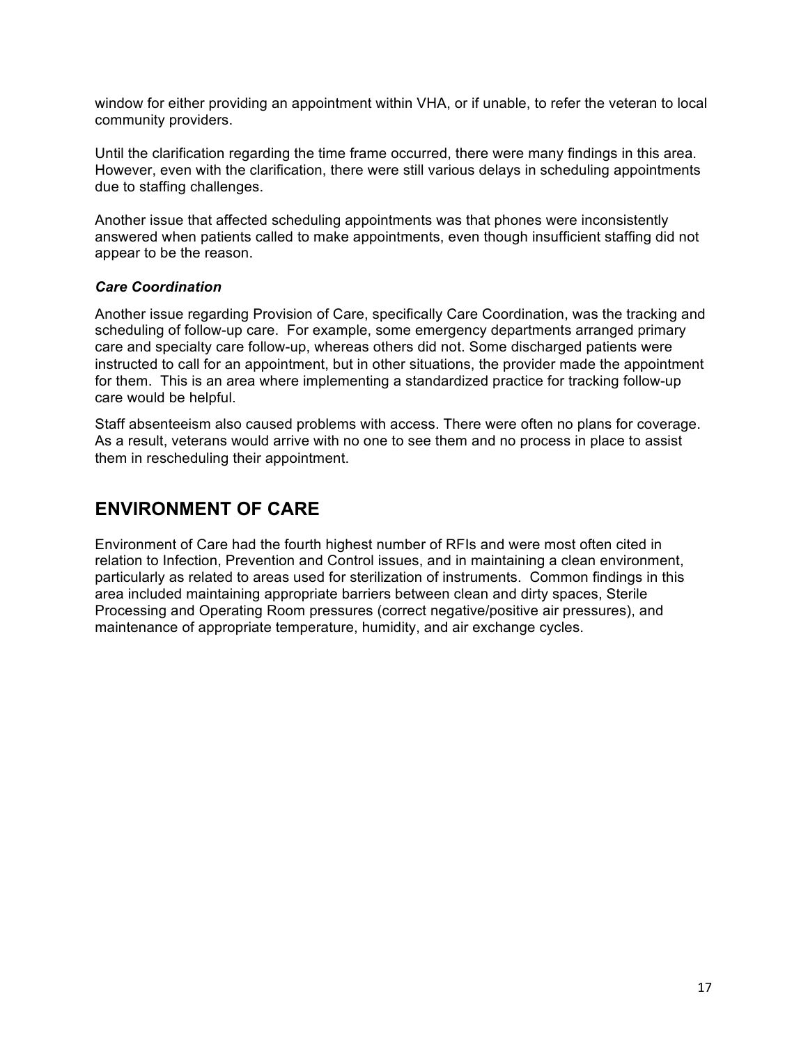window for either providing an appointment within VHA, or if unable, to refer the veteran to local community providers.

Until the clarification regarding the time frame occurred, there were many findings in this area. However, even with the clarification, there were still various delays in scheduling appointments due to staffing challenges.

Another issue that affected scheduling appointments was that phones were inconsistently answered when patients called to make appointments, even though insufficient staffing did not appear to be the reason.

***Care Coordination***

Another issue regarding Provision of Care, specifically Care Coordination, was the tracking and scheduling of follow-up care. For example, some emergency departments arranged primary care and specialty care follow-up, whereas others did not. Some discharged patients were instructed to call for an appointment, but in other situations, the provider made the appointment for them. This is an area where implementing a standardized practice for tracking follow-up care would be helpful.

Staff absenteeism also caused problems with access. There were often no plans for coverage. As a result, veterans would arrive with no one to see them and no process in place to assist them in rescheduling their appointment.

## ENVIRONMENT OF CARE

Environment of Care had the fourth highest number of RFIs and were most often cited in relation to Infection, Prevention and Control issues, and in maintaining a clean environment, particularly as related to areas used for sterilization of instruments. Common findings in this area included maintaining appropriate barriers between clean and dirty spaces, Sterile Processing and Operating Room pressures (correct negative/positive air pressures), and maintenance of appropriate temperature, humidity, and air exchange cycles.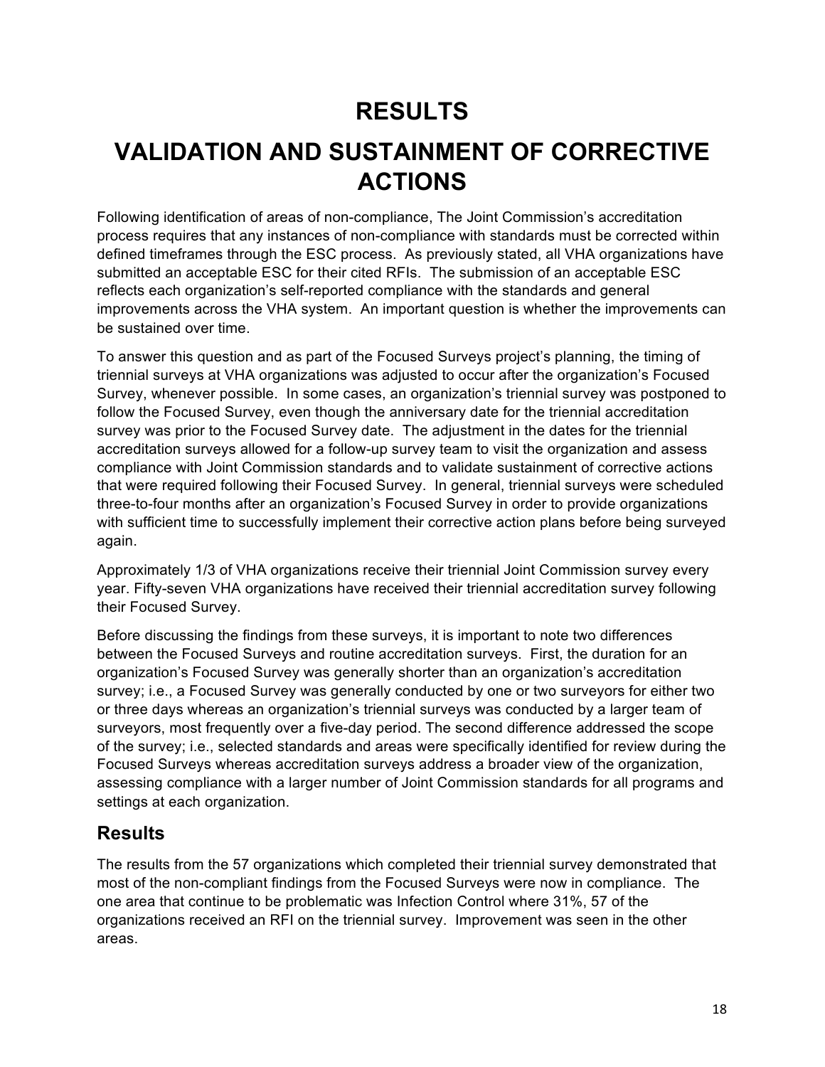# RESULTS

# VALIDATION AND SUSTAINMENT OF CORRECTIVE ACTIONS

Following identification of areas of non-compliance, The Joint Commission's accreditation process requires that any instances of non-compliance with standards must be corrected within defined timeframes through the ESC process. As previously stated, all VHA organizations have submitted an acceptable ESC for their cited RFIs. The submission of an acceptable ESC reflects each organization's self-reported compliance with the standards and general improvements across the VHA system. An important question is whether the improvements can be sustained over time.

To answer this question and as part of the Focused Surveys project's planning, the timing of triennial surveys at VHA organizations was adjusted to occur after the organization's Focused Survey, whenever possible. In some cases, an organization's triennial survey was postponed to follow the Focused Survey, even though the anniversary date for the triennial accreditation survey was prior to the Focused Survey date. The adjustment in the dates for the triennial accreditation surveys allowed for a follow-up survey team to visit the organization and assess compliance with Joint Commission standards and to validate sustainment of corrective actions that were required following their Focused Survey. In general, triennial surveys were scheduled three-to-four months after an organization's Focused Survey in order to provide organizations with sufficient time to successfully implement their corrective action plans before being surveyed again.

Approximately 1/3 of VHA organizations receive their triennial Joint Commission survey every year. Fifty-seven VHA organizations have received their triennial accreditation survey following their Focused Survey.

Before discussing the findings from these surveys, it is important to note two differences between the Focused Surveys and routine accreditation surveys. First, the duration for an organization's Focused Survey was generally shorter than an organization's accreditation survey; i.e., a Focused Survey was generally conducted by one or two surveyors for either two or three days whereas an organization's triennial surveys was conducted by a larger team of surveyors, most frequently over a five-day period. The second difference addressed the scope of the survey; i.e., selected standards and areas were specifically identified for review during the Focused Surveys whereas accreditation surveys address a broader view of the organization, assessing compliance with a larger number of Joint Commission standards for all programs and settings at each organization.

## Results

The results from the 57 organizations which completed their triennial survey demonstrated that most of the non-compliant findings from the Focused Surveys were now in compliance. The one area that continue to be problematic was Infection Control where 31%, 57 of the organizations received an RFI on the triennial survey. Improvement was seen in the other areas.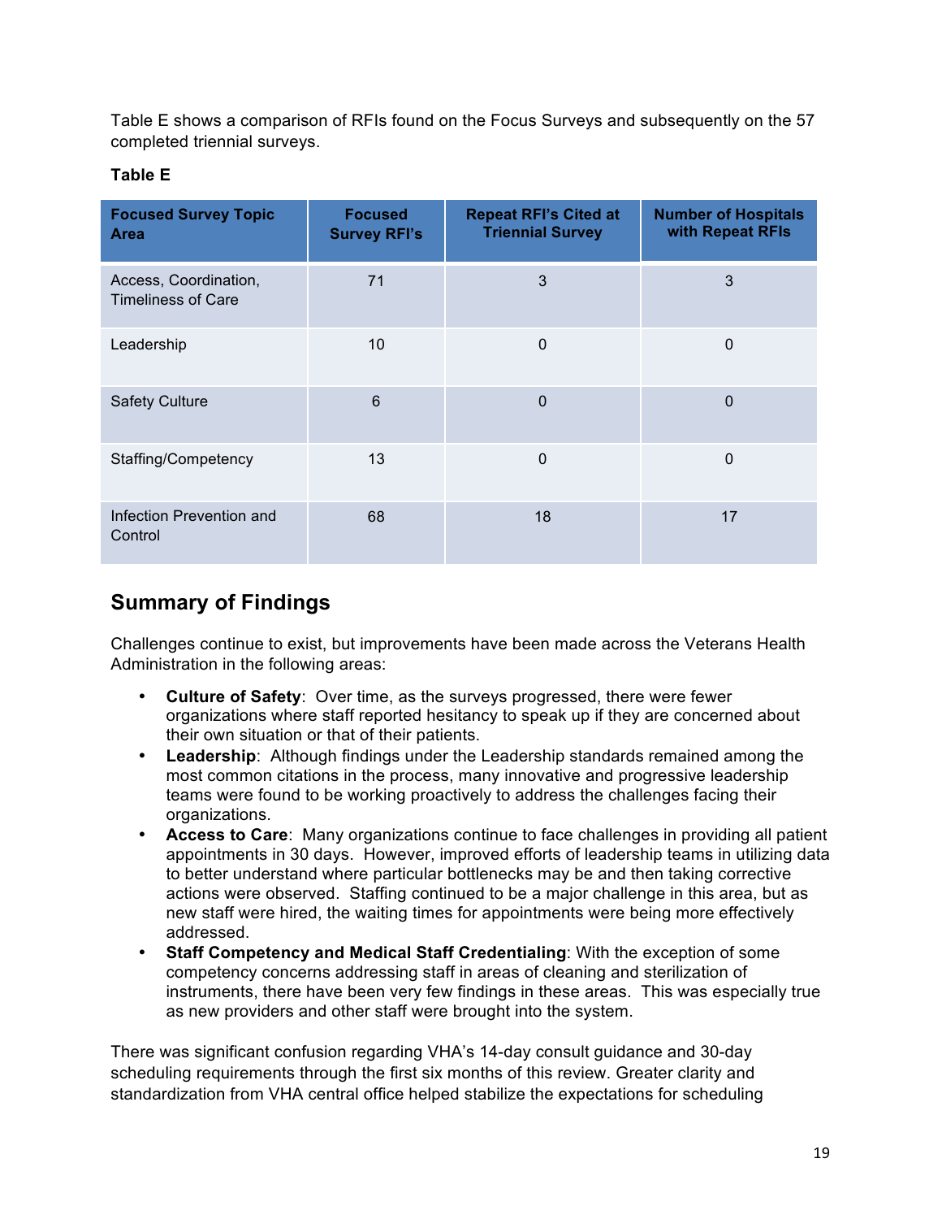Table E shows a comparison of RFIs found on the Focus Surveys and subsequently on the 57 completed triennial surveys.

**Table E**

| Focused Survey Topic Area | Focused Survey RFI's | Repeat RFI's Cited at Triennial Survey | Number of Hospitals with Repeat RFIs |
|---|---|---|---|
| Access, Coordination, Timeliness of Care | 71 | 3 | 3 |
| Leadership | 10 | 0 | 0 |
| Safety Culture | 6 | 0 | 0 |
| Staffing/Competency | 13 | 0 | 0 |
| Infection Prevention and Control | 68 | 18 | 17 |

## Summary of Findings

Challenges continue to exist, but improvements have been made across the Veterans Health Administration in the following areas:

- **Culture of Safety**: Over time, as the surveys progressed, there were fewer organizations where staff reported hesitancy to speak up if they are concerned about their own situation or that of their patients.
- **Leadership**: Although findings under the Leadership standards remained among the most common citations in the process, many innovative and progressive leadership teams were found to be working proactively to address the challenges facing their organizations.
- **Access to Care**: Many organizations continue to face challenges in providing all patient appointments in 30 days. However, improved efforts of leadership teams in utilizing data to better understand where particular bottlenecks may be and then taking corrective actions were observed. Staffing continued to be a major challenge in this area, but as new staff were hired, the waiting times for appointments were being more effectively addressed.
- **Staff Competency and Medical Staff Credentialing**: With the exception of some competency concerns addressing staff in areas of cleaning and sterilization of instruments, there have been very few findings in these areas. This was especially true as new providers and other staff were brought into the system.

There was significant confusion regarding VHA's 14-day consult guidance and 30-day scheduling requirements through the first six months of this review. Greater clarity and standardization from VHA central office helped stabilize the expectations for scheduling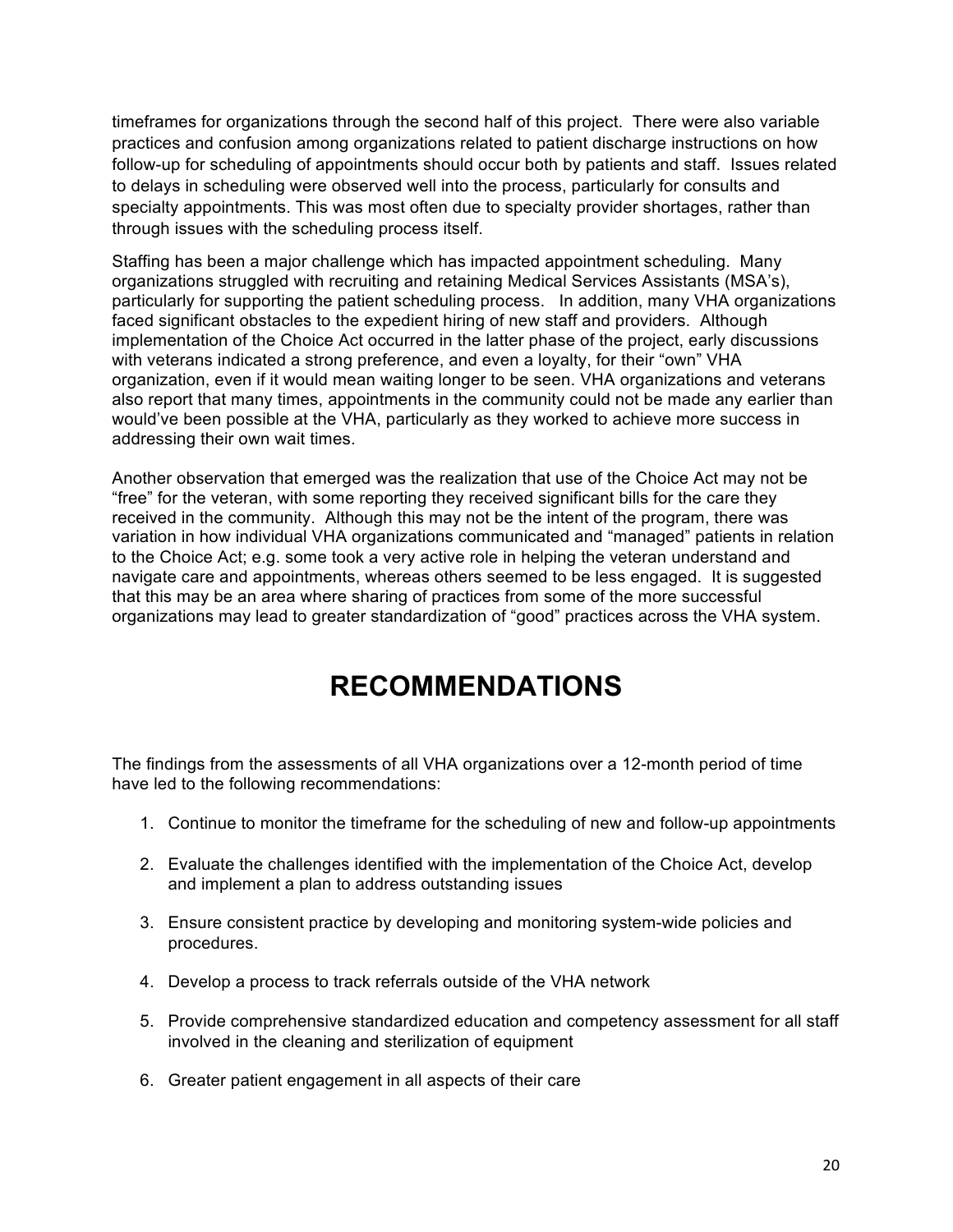timeframes for organizations through the second half of this project. There were also variable practices and confusion among organizations related to patient discharge instructions on how follow-up for scheduling of appointments should occur both by patients and staff. Issues related to delays in scheduling were observed well into the process, particularly for consults and specialty appointments. This was most often due to specialty provider shortages, rather than through issues with the scheduling process itself.

Staffing has been a major challenge which has impacted appointment scheduling. Many organizations struggled with recruiting and retaining Medical Services Assistants (MSA's), particularly for supporting the patient scheduling process. In addition, many VHA organizations faced significant obstacles to the expedient hiring of new staff and providers. Although implementation of the Choice Act occurred in the latter phase of the project, early discussions with veterans indicated a strong preference, and even a loyalty, for their "own" VHA organization, even if it would mean waiting longer to be seen. VHA organizations and veterans also report that many times, appointments in the community could not be made any earlier than would've been possible at the VHA, particularly as they worked to achieve more success in addressing their own wait times.

Another observation that emerged was the realization that use of the Choice Act may not be "free" for the veteran, with some reporting they received significant bills for the care they received in the community. Although this may not be the intent of the program, there was variation in how individual VHA organizations communicated and "managed" patients in relation to the Choice Act; e.g. some took a very active role in helping the veteran understand and navigate care and appointments, whereas others seemed to be less engaged. It is suggested that this may be an area where sharing of practices from some of the more successful organizations may lead to greater standardization of "good" practices across the VHA system.

# RECOMMENDATIONS

The findings from the assessments of all VHA organizations over a 12-month period of time have led to the following recommendations:

1. Continue to monitor the timeframe for the scheduling of new and follow-up appointments
2. Evaluate the challenges identified with the implementation of the Choice Act, develop and implement a plan to address outstanding issues
3. Ensure consistent practice by developing and monitoring system-wide policies and procedures.
4. Develop a process to track referrals outside of the VHA network
5. Provide comprehensive standardized education and competency assessment for all staff involved in the cleaning and sterilization of equipment
6. Greater patient engagement in all aspects of their care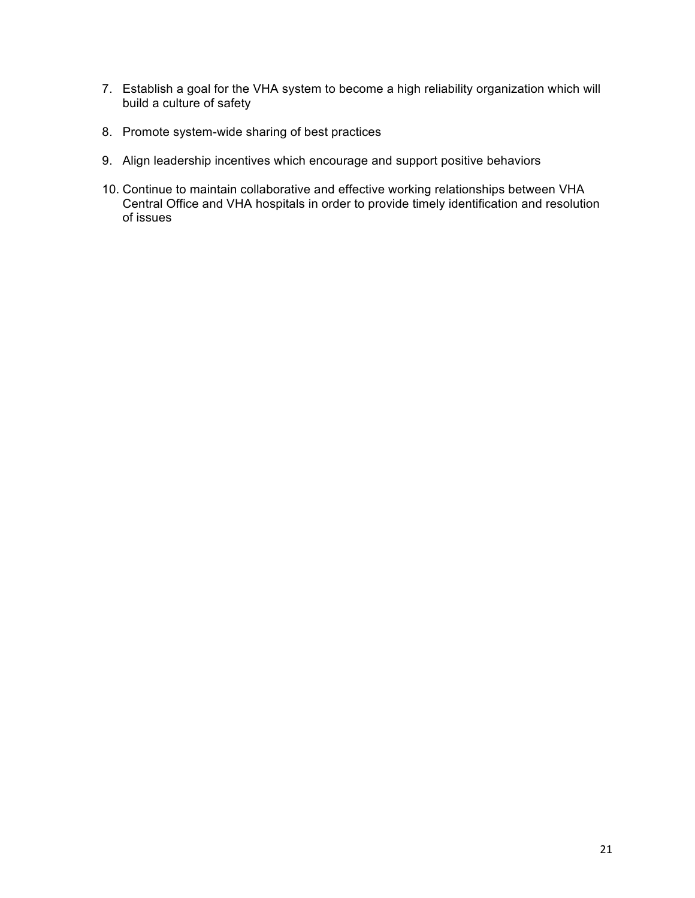7. Establish a goal for the VHA system to become a high reliability organization which will build a culture of safety

8. Promote system-wide sharing of best practices

9. Align leadership incentives which encourage and support positive behaviors

10. Continue to maintain collaborative and effective working relationships between VHA Central Office and VHA hospitals in order to provide timely identification and resolution of issues